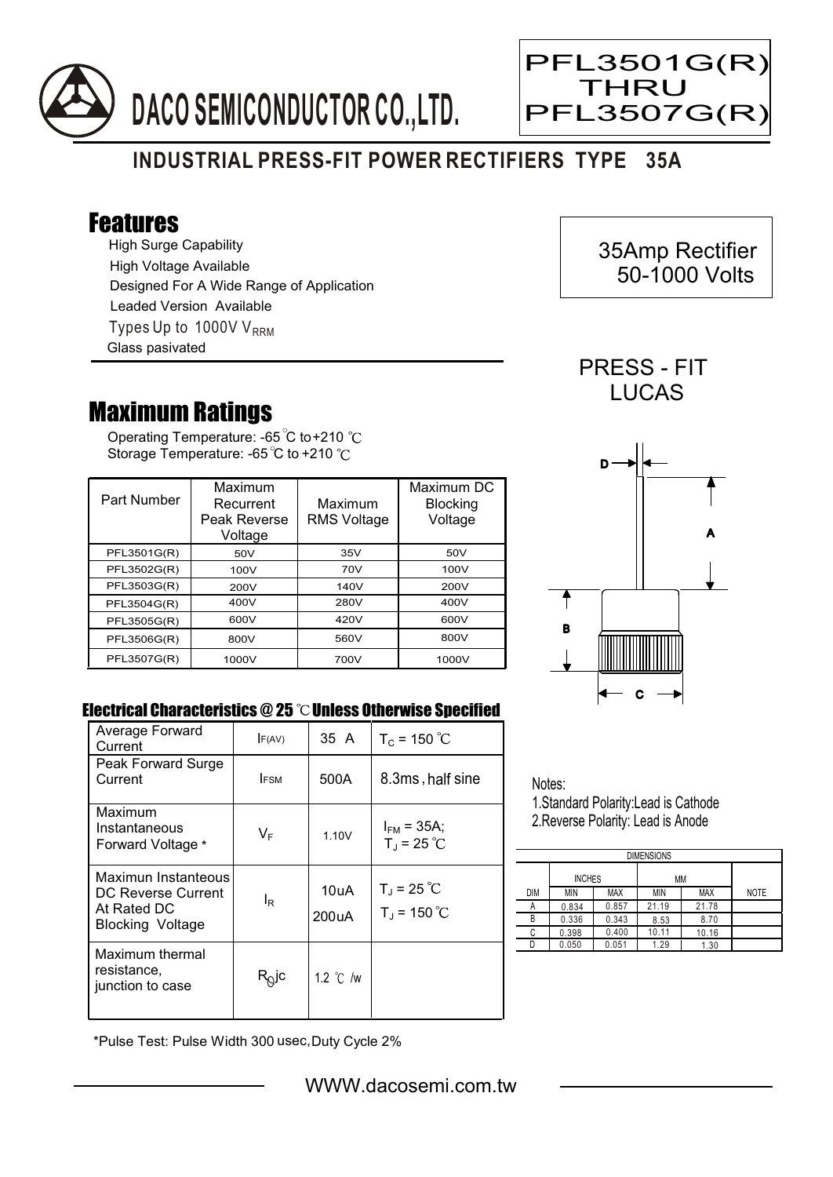# DACO SEMICONDUCTOR CO.,LTD.

**PFL3501G(R) THRU PFL3507G(R)**

## INDUSTRIAL PRESS-FIT POWER RECTIFIERS TYPE 35A

## Features

- High Surge Capability
- High Voltage Available
- Designed For A Wide Range of Application
- Leaded Version Available
- Types Up to 1000V $V_{RRM}$
- Glass pasivated

35Amp Rectifier
50-1000 Volts

PRESS - FIT
LUCAS

## Maximum Ratings

Operating Temperature: -65℃ to +210 ℃
Storage Temperature: -65℃ to +210 ℃

| Part Number | Maximum Recurrent Peak Reverse Voltage | Maximum RMS Voltage | Maximum DC Blocking Voltage |
|---|---|---|---|
| PFL3501G(R) | 50V | 35V | 50V |
| PFL3502G(R) | 100V | 70V | 100V |
| PFL3503G(R) | 200V | 140V | 200V |
| PFL3504G(R) | 400V | 280V | 400V |
| PFL3505G(R) | 600V | 420V | 600V |
| PFL3506G(R) | 800V | 560V | 800V |
| PFL3507G(R) | 1000V | 700V | 1000V |

### Electrical Characteristics @ 25 ℃ Unless Otherwise Specified

| | | | |
|---|---|---|---|
| Average Forward Current | $I_{F(AV)}$ | 35 A | $T_C$ = 150 ℃ |
| Peak Forward Surge Current | $I_{FSM}$ | 500A | 8.3ms, half sine |
| Maximum Instantaneous Forward Voltage * | $V_F$ | 1.10V | $I_{FM}$ = 35A; $T_J$ = 25 ℃ |
| Maximun Instanteous DC Reverse Current At Rated DC Blocking Voltage | $I_R$ | 10uA<br>200uA | $T_J$ = 25 ℃<br>$T_J$ = 150 ℃ |
| Maximum thermal resistance, junction to case | $R_{\theta}jc$ | 1.2 ℃ /w | |

*Pulse Test: Pulse Width 300 usec, Duty Cycle 2%

Notes:
1. Standard Polarity: Lead is Cathode
2. Reverse Polarity: Lead is Anode

| DIMENSIONS | | | | | |
|---|---|---|---|---|---|
| | INCHES | | MM | | |
| DIM | MIN | MAX | MIN | MAX | NOTE |
| A | 0.834 | 0.857 | 21.19 | 21.78 | |
| B | 0.336 | 0.343 | 8.53 | 8.70 | |
| C | 0.398 | 0.400 | 10.11 | 10.16 | |
| D | 0.050 | 0.051 | 1.29 | 1.30 | |

WWW.dacosemi.com.tw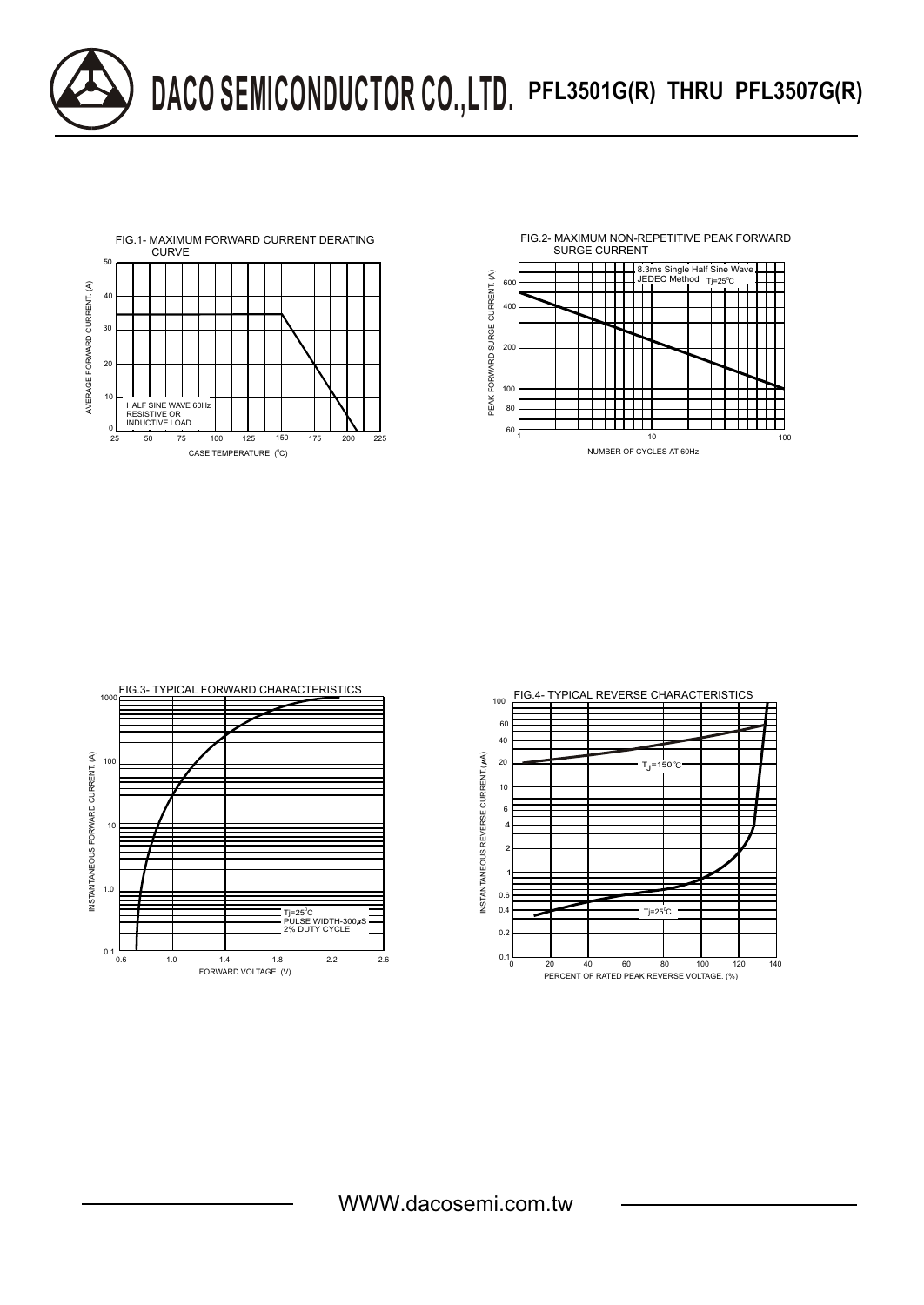FIG.1- MAXIMUM FORWARD CURRENT DERATING CURVE

AVERAGE FORWARD CURRENT. (A)

50
40
30
20
10
0

25 50 75 100 125 150 175 200 225

CASE TEMPERATURE. (°C)

HALF SINE WAVE 60Hz
RESISTIVE OR
INDUCTIVE LOAD

FIG.2- MAXIMUM NON-REPETITIVE PEAK FORWARD SURGE CURRENT

PEAK FORWARD SURGE CURRENT. (A)

600
400
200
100
80
60

1 10 100

NUMBER OF CYCLES AT 60Hz

8.3ms Single Half Sine Wave
JEDEC Method Tj=25°C

FIG.3- TYPICAL FORWARD CHARACTERISTICS

INSTANTANEOUS FORWARD CURRENT. (A)

1000
100
10
1.0
0.1

0.6 1.0 1.4 1.8 2.2 2.6

FORWARD VOLTAGE. (V)

Tj=25°C
PULSE WIDTH-300μS
2% DUTY CYCLE

FIG.4- TYPICAL REVERSE CHARACTERISTICS

INSTANTANEOUS REVERSE CURRENT.(μA)

100
60
40
20
10
6
4
2
1
0.6
0.4
0.2
0.1

0 20 40 60 80 100 120 140

PERCENT OF RATED PEAK REVERSE VOLTAGE. (%)

$T_J$=150°C

Tj=25°C

WWW.dacosemi.com.tw